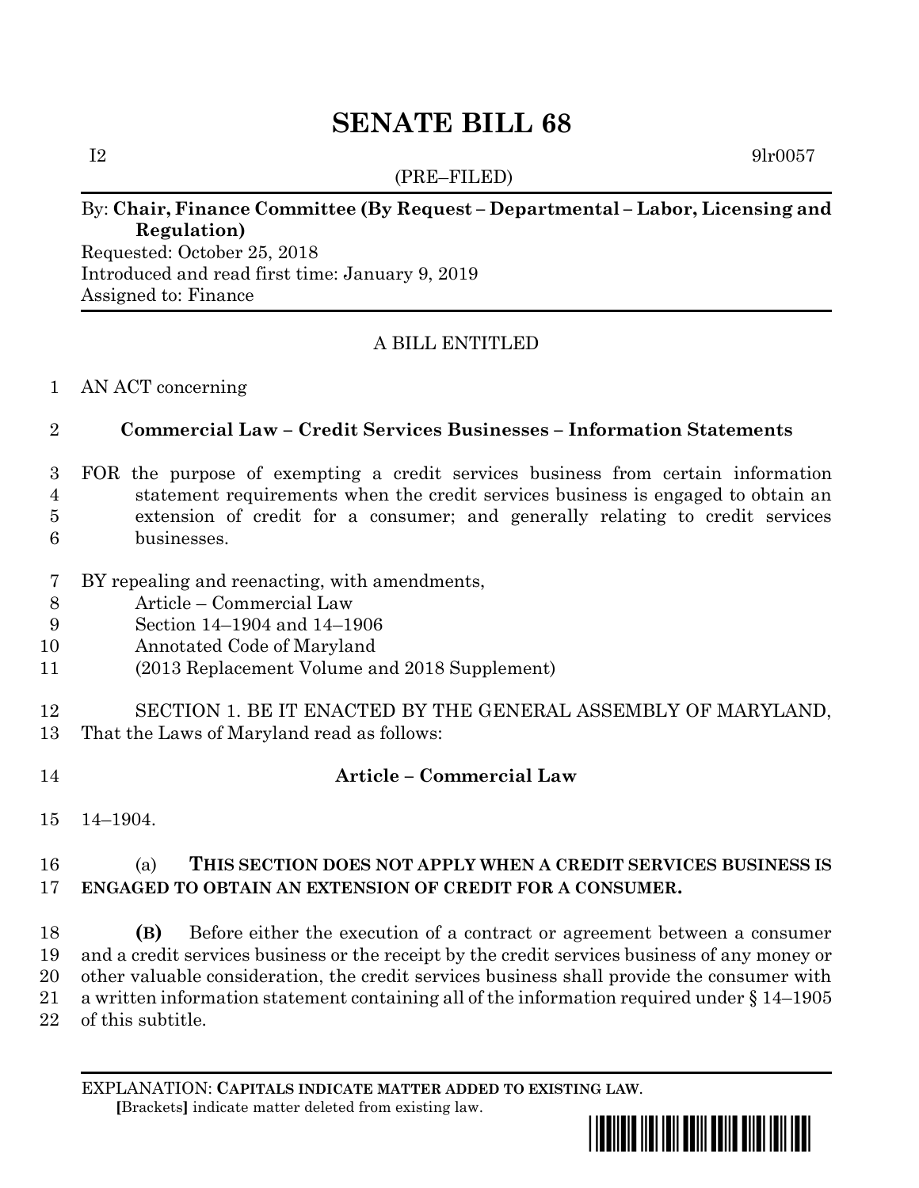# SENATE BILL 68

I2 9lr0057

(PRE–FILED)

By: **Chair, Finance Committee (By Request – Departmental – Labor, Licensing and Regulation)**
Requested: October 25, 2018
Introduced and read first time: January 9, 2019
Assigned to: Finance

A BILL ENTITLED

1 AN ACT concerning

2 **Commercial Law – Credit Services Businesses – Information Statements**

3 FOR the purpose of exempting a credit services business from certain information
4 statement requirements when the credit services business is engaged to obtain an
5 extension of credit for a consumer; and generally relating to credit services
6 businesses.

7 BY repealing and reenacting, with amendments,
8 Article – Commercial Law
9 Section 14–1904 and 14–1906
10 Annotated Code of Maryland
11 (2013 Replacement Volume and 2018 Supplement)

12 SECTION 1. BE IT ENACTED BY THE GENERAL ASSEMBLY OF MARYLAND,
13 That the Laws of Maryland read as follows:

14 **Article – Commercial Law**

15 14–1904.

16 (a) **THIS SECTION DOES NOT APPLY WHEN A CREDIT SERVICES BUSINESS IS**
17 **ENGAGED TO OBTAIN AN EXTENSION OF CREDIT FOR A CONSUMER.**

18 **(B)** Before either the execution of a contract or agreement between a consumer
19 and a credit services business or the receipt by the credit services business of any money or
20 other valuable consideration, the credit services business shall provide the consumer with
21 a written information statement containing all of the information required under § 14–1905
22 of this subtitle.

EXPLANATION: **CAPITALS INDICATE MATTER ADDED TO EXISTING LAW.**
[Brackets] indicate matter deleted from existing law.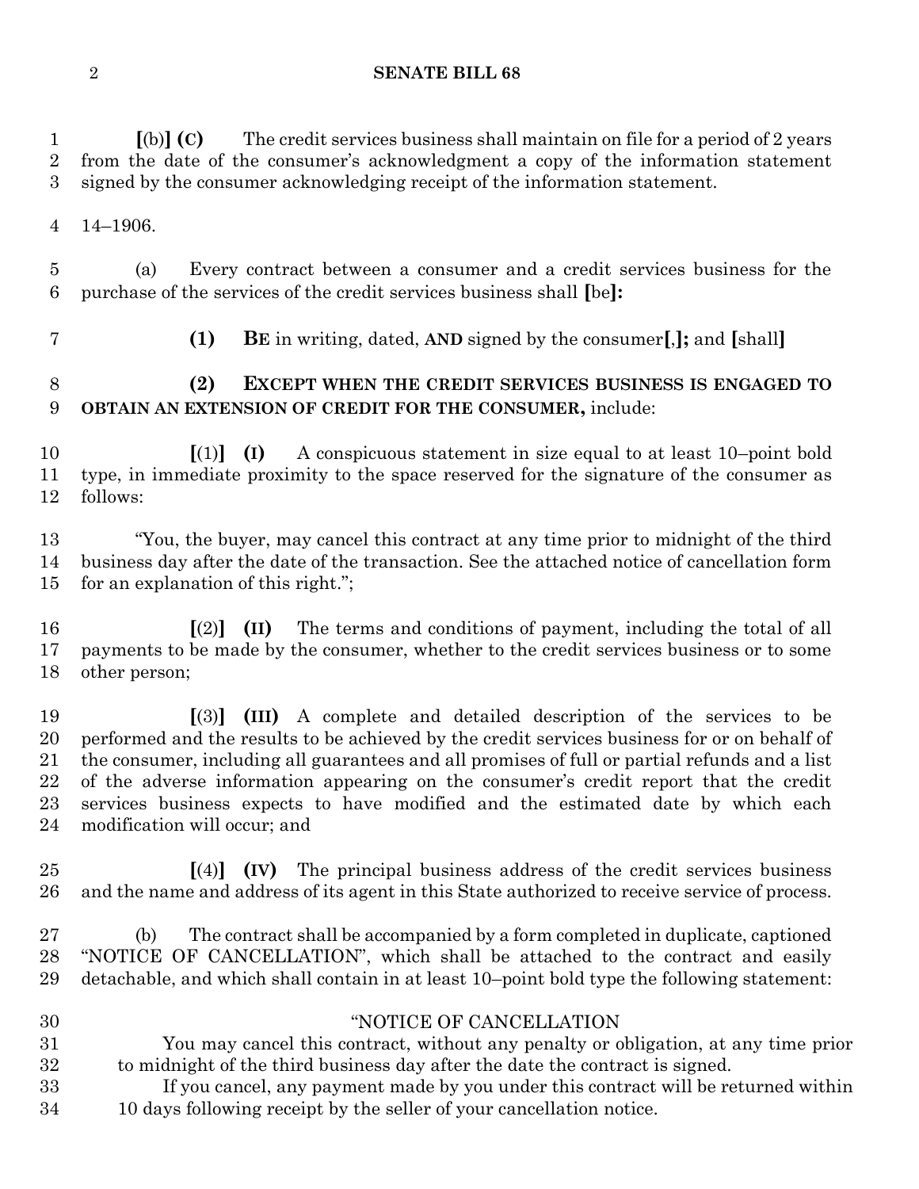**[**(b)**] (C)** The credit services business shall maintain on file for a period of 2 years from the date of the consumer's acknowledgment a copy of the information statement signed by the consumer acknowledging receipt of the information statement.

14–1906.

(a) Every contract between a consumer and a credit services business for the purchase of the services of the credit services business shall **[**be**]:**

**(1) BE** in writing, dated, **AND** signed by the consumer**[**,**];** and **[**shall**]**

**(2) EXCEPT WHEN THE CREDIT SERVICES BUSINESS IS ENGAGED TO OBTAIN AN EXTENSION OF CREDIT FOR THE CONSUMER,** include:

**[**(1)**] (I)** A conspicuous statement in size equal to at least 10–point bold type, in immediate proximity to the space reserved for the signature of the consumer as follows:

"You, the buyer, may cancel this contract at any time prior to midnight of the third business day after the date of the transaction. See the attached notice of cancellation form for an explanation of this right.";

**[**(2)**] (II)** The terms and conditions of payment, including the total of all payments to be made by the consumer, whether to the credit services business or to some other person;

**[**(3)**] (III)** A complete and detailed description of the services to be performed and the results to be achieved by the credit services business for or on behalf of the consumer, including all guarantees and all promises of full or partial refunds and a list of the adverse information appearing on the consumer's credit report that the credit services business expects to have modified and the estimated date by which each modification will occur; and

**[**(4)**] (IV)** The principal business address of the credit services business and the name and address of its agent in this State authorized to receive service of process.

(b) The contract shall be accompanied by a form completed in duplicate, captioned "NOTICE OF CANCELLATION", which shall be attached to the contract and easily detachable, and which shall contain in at least 10–point bold type the following statement:

"NOTICE OF CANCELLATION

You may cancel this contract, without any penalty or obligation, at any time prior to midnight of the third business day after the date the contract is signed.

If you cancel, any payment made by you under this contract will be returned within 10 days following receipt by the seller of your cancellation notice.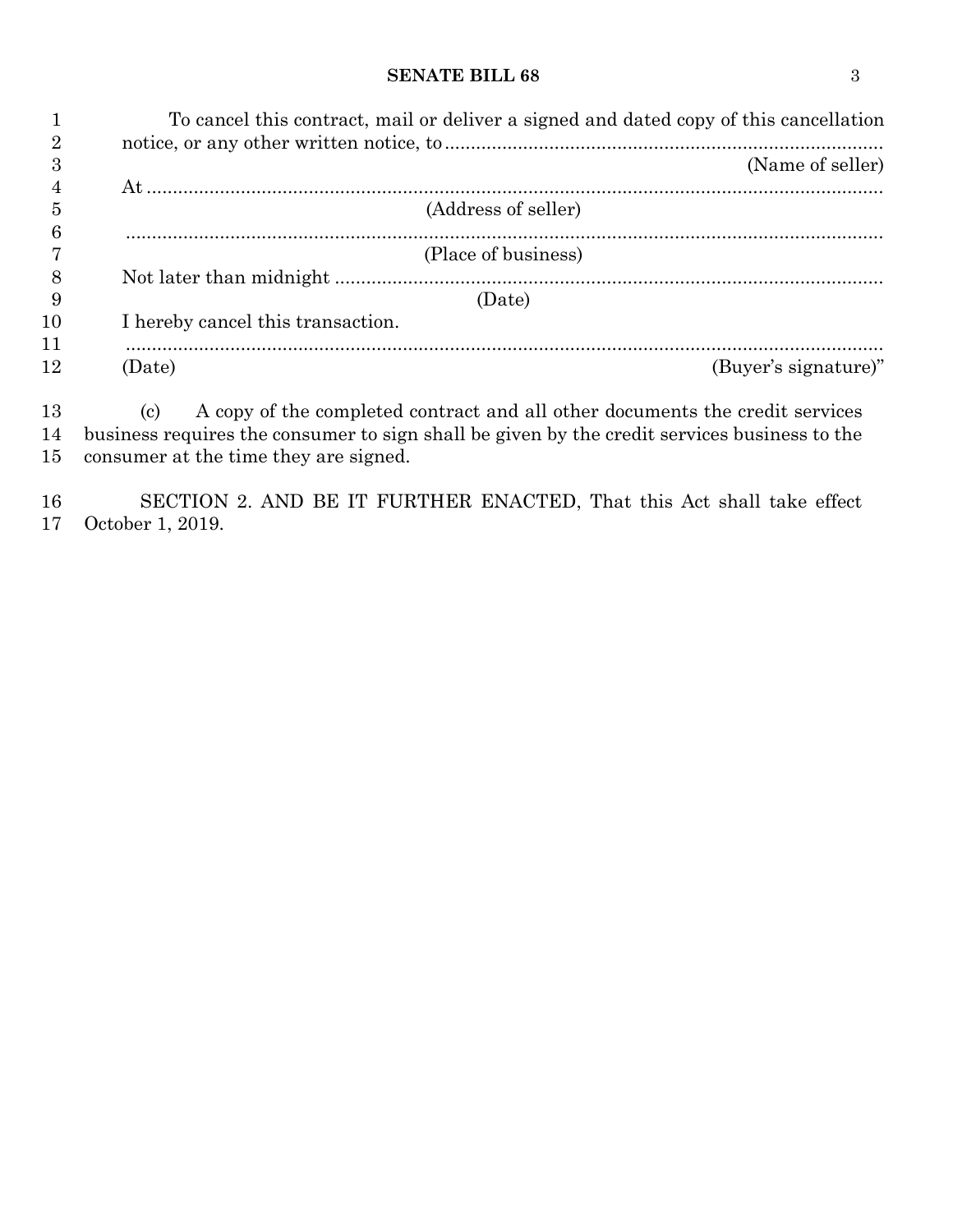To cancel this contract, mail or deliver a signed and dated copy of this cancellation notice, or any other written notice, to ....................................................................................

(Name of seller)

At ...................................................................................................................................

(Address of seller)

.........................................................................................................................................

(Place of business)

Not later than midnight ..........................................................................................................

(Date)

I hereby cancel this transaction.

.........................................................................................................................................

(Date) (Buyer's signature)"

(c) A copy of the completed contract and all other documents the credit services business requires the consumer to sign shall be given by the credit services business to the consumer at the time they are signed.

SECTION 2. AND BE IT FURTHER ENACTED, That this Act shall take effect October 1, 2019.